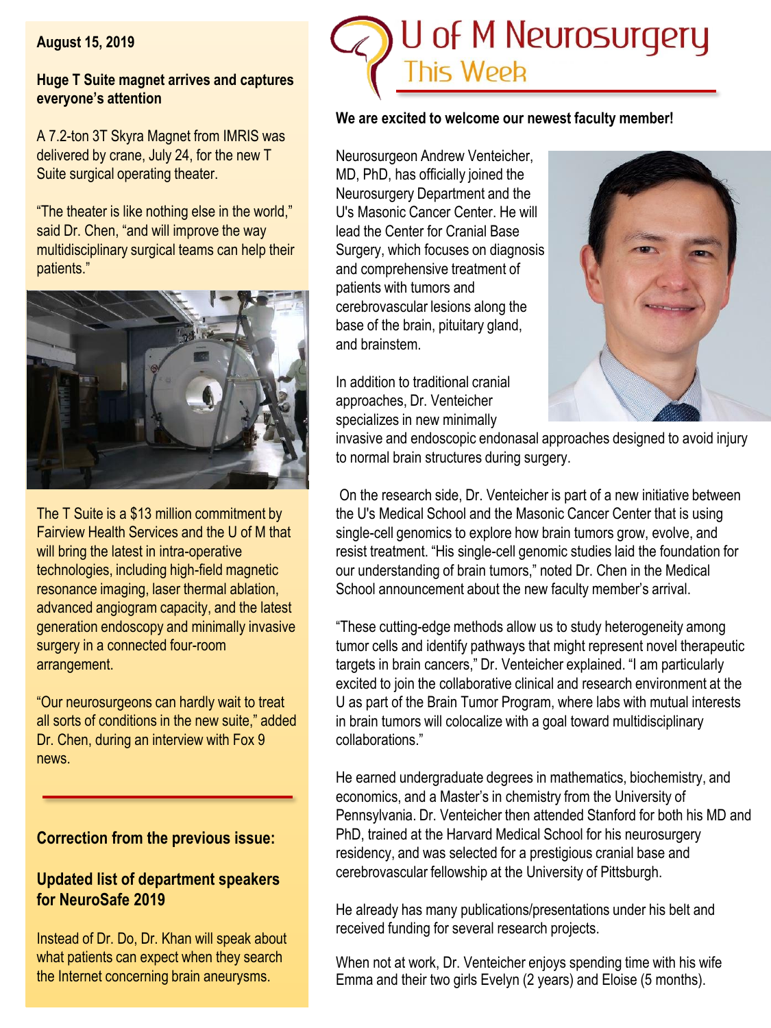# U of M Neurosurgery This Week

**August 15, 2019**

## Huge T Suite magnet arrives and captures everyone's attention

A 7.2-ton 3T Skyra Magnet from IMRIS was delivered by crane, July 24, for the new T Suite surgical operating theater.

"The theater is like nothing else in the world," said Dr. Chen, "and will improve the way multidisciplinary surgical teams can help their patients."

The T Suite is a $13 million commitment by Fairview Health Services and the U of M that will bring the latest in intra-operative technologies, including high-field magnetic resonance imaging, laser thermal ablation, advanced angiogram capacity, and the latest generation endoscopy and minimally invasive surgery in a connected four-room arrangement.

"Our neurosurgeons can hardly wait to treat all sorts of conditions in the new suite," added Dr. Chen, during an interview with Fox 9 news.

## Correction from the previous issue:

## Updated list of department speakers for NeuroSafe 2019

Instead of Dr. Do, Dr. Khan will speak about what patients can expect when they search the Internet concerning brain aneurysms.

## We are excited to welcome our newest faculty member!

Neurosurgeon Andrew Venteicher, MD, PhD, has officially joined the Neurosurgery Department and the U's Masonic Cancer Center. He will lead the Center for Cranial Base Surgery, which focuses on diagnosis and comprehensive treatment of patients with tumors and cerebrovascular lesions along the base of the brain, pituitary gland, and brainstem.

In addition to traditional cranial approaches, Dr. Venteicher specializes in new minimally invasive and endoscopic endonasal approaches designed to avoid injury to normal brain structures during surgery.

On the research side, Dr. Venteicher is part of a new initiative between the U's Medical School and the Masonic Cancer Center that is using single-cell genomics to explore how brain tumors grow, evolve, and resist treatment. "His single-cell genomic studies laid the foundation for our understanding of brain tumors," noted Dr. Chen in the Medical School announcement about the new faculty member's arrival.

"These cutting-edge methods allow us to study heterogeneity among tumor cells and identify pathways that might represent novel therapeutic targets in brain cancers," Dr. Venteicher explained. "I am particularly excited to join the collaborative clinical and research environment at the U as part of the Brain Tumor Program, where labs with mutual interests in brain tumors will colocalize with a goal toward multidisciplinary collaborations."

He earned undergraduate degrees in mathematics, biochemistry, and economics, and a Master's in chemistry from the University of Pennsylvania. Dr. Venteicher then attended Stanford for both his MD and PhD, trained at the Harvard Medical School for his neurosurgery residency, and was selected for a prestigious cranial base and cerebrovascular fellowship at the University of Pittsburgh.

He already has many publications/presentations under his belt and received funding for several research projects.

When not at work, Dr. Venteicher enjoys spending time with his wife Emma and their two girls Evelyn (2 years) and Eloise (5 months).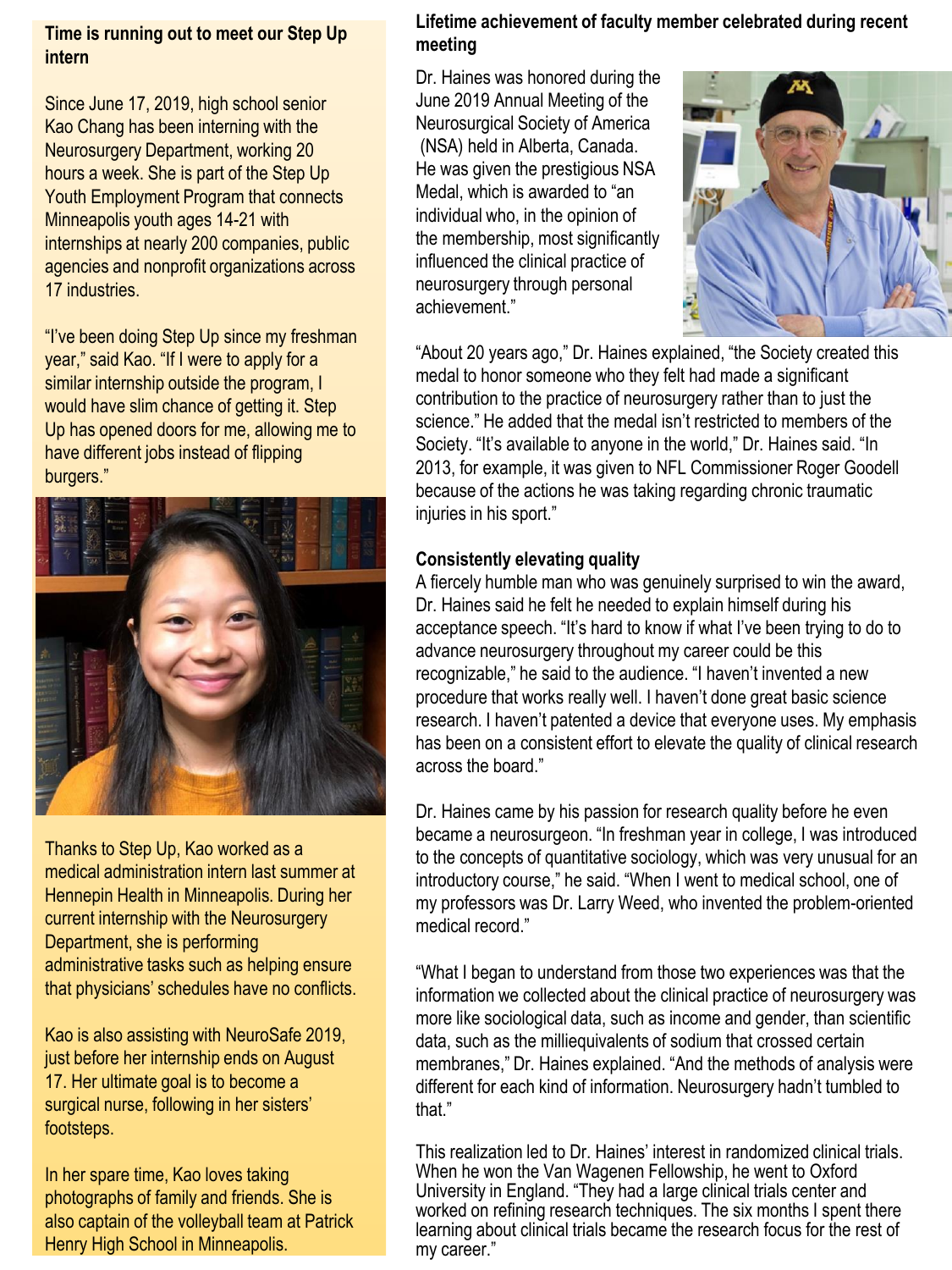## Time is running out to meet our Step Up intern

Since June 17, 2019, high school senior Kao Chang has been interning with the Neurosurgery Department, working 20 hours a week. She is part of the Step Up Youth Employment Program that connects Minneapolis youth ages 14-21 with internships at nearly 200 companies, public agencies and nonprofit organizations across 17 industries.

"I've been doing Step Up since my freshman year," said Kao. "If I were to apply for a similar internship outside the program, I would have slim chance of getting it. Step Up has opened doors for me, allowing me to have different jobs instead of flipping burgers."

Thanks to Step Up, Kao worked as a medical administration intern last summer at Hennepin Health in Minneapolis. During her current internship with the Neurosurgery Department, she is performing administrative tasks such as helping ensure that physicians' schedules have no conflicts.

Kao is also assisting with NeuroSafe 2019, just before her internship ends on August 17. Her ultimate goal is to become a surgical nurse, following in her sisters' footsteps.

In her spare time, Kao loves taking photographs of family and friends. She is also captain of the volleyball team at Patrick Henry High School in Minneapolis.

## Lifetime achievement of faculty member celebrated during recent meeting

Dr. Haines was honored during the June 2019 Annual Meeting of the Neurosurgical Society of America (NSA) held in Alberta, Canada. He was given the prestigious NSA Medal, which is awarded to "an individual who, in the opinion of the membership, most significantly influenced the clinical practice of neurosurgery through personal achievement."

"About 20 years ago," Dr. Haines explained, "the Society created this medal to honor someone who they felt had made a significant contribution to the practice of neurosurgery rather than to just the science." He added that the medal isn't restricted to members of the Society. "It's available to anyone in the world," Dr. Haines said. "In 2013, for example, it was given to NFL Commissioner Roger Goodell because of the actions he was taking regarding chronic traumatic injuries in his sport."

### Consistently elevating quality

A fiercely humble man who was genuinely surprised to win the award, Dr. Haines said he felt he needed to explain himself during his acceptance speech. "It's hard to know if what I've been trying to do to advance neurosurgery throughout my career could be this recognizable," he said to the audience. "I haven't invented a new procedure that works really well. I haven't done great basic science research. I haven't patented a device that everyone uses. My emphasis has been on a consistent effort to elevate the quality of clinical research across the board."

Dr. Haines came by his passion for research quality before he even became a neurosurgeon. "In freshman year in college, I was introduced to the concepts of quantitative sociology, which was very unusual for an introductory course," he said. "When I went to medical school, one of my professors was Dr. Larry Weed, who invented the problem-oriented medical record."

"What I began to understand from those two experiences was that the information we collected about the clinical practice of neurosurgery was more like sociological data, such as income and gender, than scientific data, such as the milliequivalents of sodium that crossed certain membranes," Dr. Haines explained. "And the methods of analysis were different for each kind of information. Neurosurgery hadn't tumbled to that."

This realization led to Dr. Haines' interest in randomized clinical trials. When he won the Van Wagenen Fellowship, he went to Oxford University in England. "They had a large clinical trials center and worked on refining research techniques. The six months I spent there learning about clinical trials became the research focus for the rest of my career."